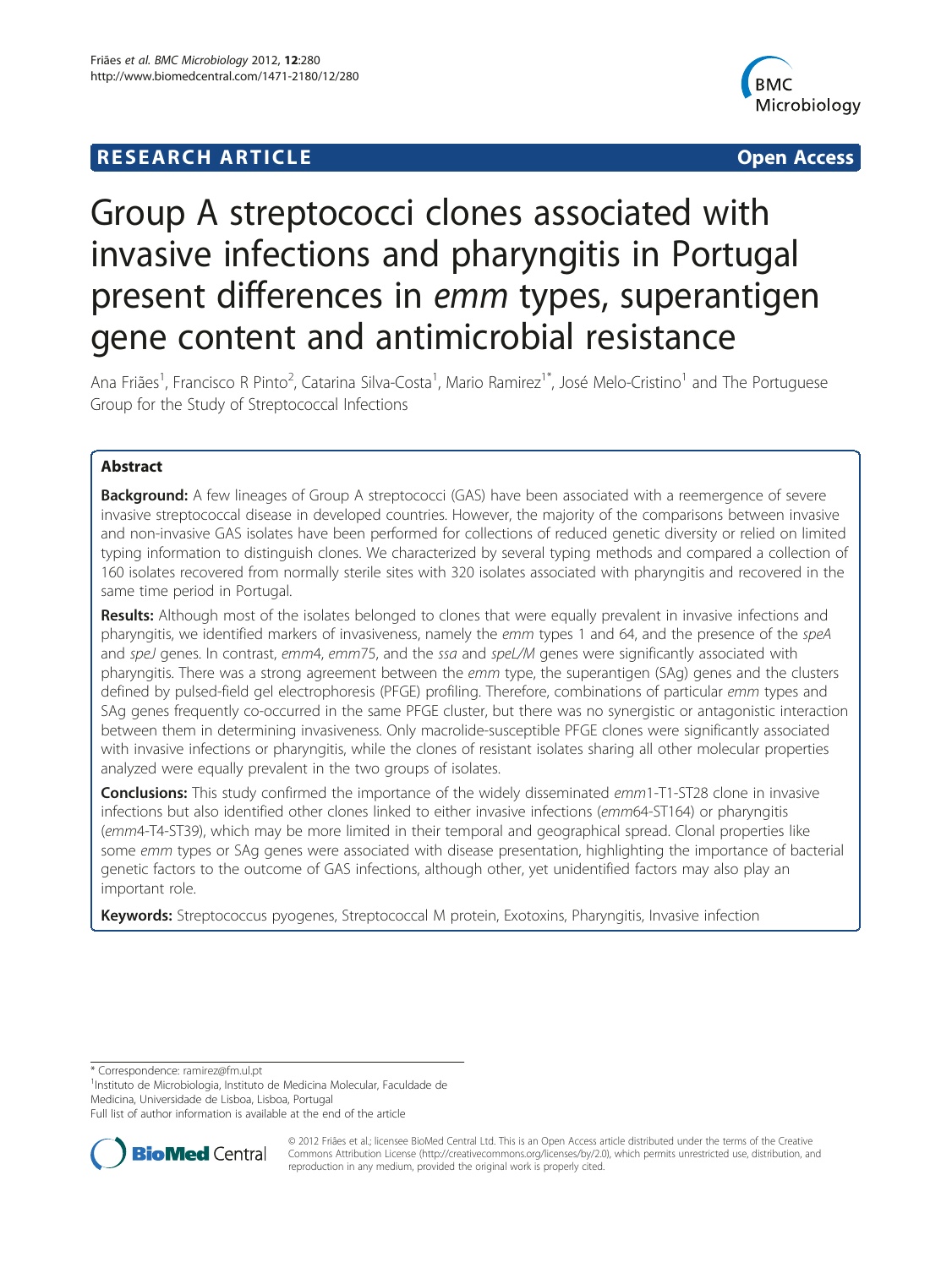**RESEARCH ARTICLE** **Open Access**

# Group A streptococci clones associated with invasive infections and pharyngitis in Portugal present differences in *emm* types, superantigen gene content and antimicrobial resistance

Ana Friães[1], Francisco R Pinto[2], Catarina Silva-Costa[1], Mario Ramirez[1*], José Melo-Cristino[1] and The Portuguese Group for the Study of Streptococcal Infections

## Abstract

**Background:** A few lineages of Group A streptococci (GAS) have been associated with a reemergence of severe invasive streptococcal disease in developed countries. However, the majority of the comparisons between invasive and non-invasive GAS isolates have been performed for collections of reduced genetic diversity or relied on limited typing information to distinguish clones. We characterized by several typing methods and compared a collection of 160 isolates recovered from normally sterile sites with 320 isolates associated with pharyngitis and recovered in the same time period in Portugal.

**Results:** Although most of the isolates belonged to clones that were equally prevalent in invasive infections and pharyngitis, we identified markers of invasiveness, namely the *emm* types 1 and 64, and the presence of the *speA* and *speJ* genes. In contrast, *emm*4, *emm*75, and the *ssa* and *speL/M* genes were significantly associated with pharyngitis. There was a strong agreement between the *emm* type, the superantigen (SAg) genes and the clusters defined by pulsed-field gel electrophoresis (PFGE) profiling. Therefore, combinations of particular *emm* types and SAg genes frequently co-occurred in the same PFGE cluster, but there was no synergistic or antagonistic interaction between them in determining invasiveness. Only macrolide-susceptible PFGE clones were significantly associated with invasive infections or pharyngitis, while the clones of resistant isolates sharing all other molecular properties analyzed were equally prevalent in the two groups of isolates.

**Conclusions:** This study confirmed the importance of the widely disseminated *emm*1-T1-ST28 clone in invasive infections but also identified other clones linked to either invasive infections (*emm*64-ST164) or pharyngitis (*emm*4-T4-ST39), which may be more limited in their temporal and geographical spread. Clonal properties like some *emm* types or SAg genes were associated with disease presentation, highlighting the importance of bacterial genetic factors to the outcome of GAS infections, although other, yet unidentified factors may also play an important role.

**Keywords:** Streptococcus pyogenes, Streptococcal M protein, Exotoxins, Pharyngitis, Invasive infection

\* Correspondence: ramirez@fm.ul.pt
[1]Instituto de Microbiologia, Instituto de Medicina Molecular, Faculdade de Medicina, Universidade de Lisboa, Lisboa, Portugal
Full list of author information is available at the end of the article

© 2012 Friães et al.; licensee BioMed Central Ltd. This is an Open Access article distributed under the terms of the Creative Commons Attribution License (http://creativecommons.org/licenses/by/2.0), which permits unrestricted use, distribution, and reproduction in any medium, provided the original work is properly cited.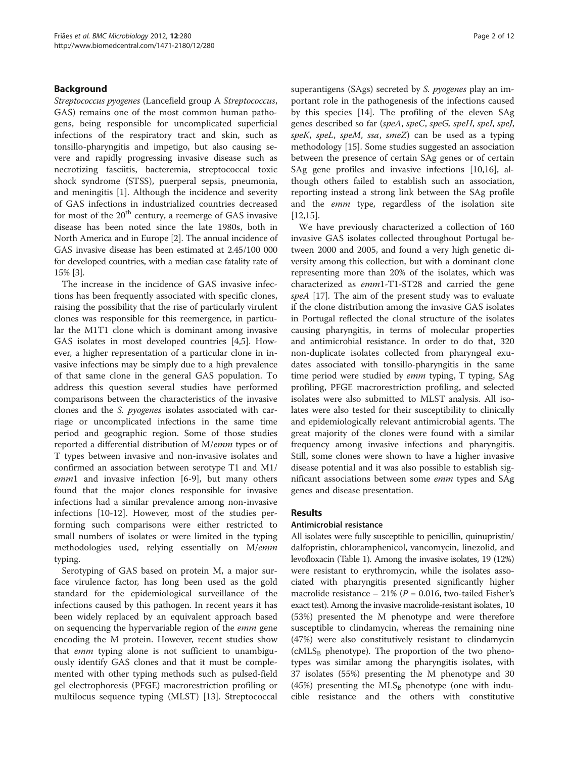## Background

*Streptococcus pyogenes* (Lancefield group A *Streptococcus*, GAS) remains one of the most common human pathogens, being responsible for uncomplicated superficial infections of the respiratory tract and skin, such as tonsillo-pharyngitis and impetigo, but also causing severe and rapidly progressing invasive disease such as necrotizing fasciitis, bacteremia, streptococcal toxic shock syndrome (STSS), puerperal sepsis, pneumonia, and meningitis [1]. Although the incidence and severity of GAS infections in industrialized countries decreased for most of the 20[th] century, a reemerge of GAS invasive disease has been noted since the late 1980s, both in North America and in Europe [2]. The annual incidence of GAS invasive disease has been estimated at 2.45/100 000 for developed countries, with a median case fatality rate of 15% [3].

The increase in the incidence of GAS invasive infections has been frequently associated with specific clones, raising the possibility that the rise of particularly virulent clones was responsible for this reemergence, in particular the M1T1 clone which is dominant among invasive GAS isolates in most developed countries [4,5]. However, a higher representation of a particular clone in invasive infections may be simply due to a high prevalence of that same clone in the general GAS population. To address this question several studies have performed comparisons between the characteristics of the invasive clones and the *S. pyogenes* isolates associated with carriage or uncomplicated infections in the same time period and geographic region. Some of those studies reported a differential distribution of M/*emm* types or of T types between invasive and non-invasive isolates and confirmed an association between serotype T1 and M1/*emm*1 and invasive infection [6-9], but many others found that the major clones responsible for invasive infections had a similar prevalence among non-invasive infections [10-12]. However, most of the studies performing such comparisons were either restricted to small numbers of isolates or were limited in the typing methodologies used, relying essentially on M/*emm* typing.

Serotyping of GAS based on protein M, a major surface virulence factor, has long been used as the gold standard for the epidemiological surveillance of the infections caused by this pathogen. In recent years it has been widely replaced by an equivalent approach based on sequencing the hypervariable region of the *emm* gene encoding the M protein. However, recent studies show that *emm* typing alone is not sufficient to unambiguously identify GAS clones and that it must be complemented with other typing methods such as pulsed-field gel electrophoresis (PFGE) macrorestriction profiling or multilocus sequence typing (MLST) [13]. Streptococcal superantigens (SAgs) secreted by *S. pyogenes* play an important role in the pathogenesis of the infections caused by this species [14]. The profiling of the eleven SAg genes described so far (*speA*, *speC*, *speG*, *speH*, *speI*, *speJ*, *speK*, *speL*, *speM*, *ssa*, *smeZ*) can be used as a typing methodology [15]. Some studies suggested an association between the presence of certain SAg genes or of certain SAg gene profiles and invasive infections [10,16], although others failed to establish such an association, reporting instead a strong link between the SAg profile and the *emm* type, regardless of the isolation site [12,15].

We have previously characterized a collection of 160 invasive GAS isolates collected throughout Portugal between 2000 and 2005, and found a very high genetic diversity among this collection, but with a dominant clone representing more than 20% of the isolates, which was characterized as *emm*1-T1-ST28 and carried the gene *speA* [17]. The aim of the present study was to evaluate if the clone distribution among the invasive GAS isolates in Portugal reflected the clonal structure of the isolates causing pharyngitis, in terms of molecular properties and antimicrobial resistance. In order to do that, 320 non-duplicate isolates collected from pharyngeal exudates associated with tonsillo-pharyngitis in the same time period were studied by *emm* typing, T typing, SAg profiling, PFGE macrorestriction profiling, and selected isolates were also submitted to MLST analysis. All isolates were also tested for their susceptibility to clinically and epidemiologically relevant antimicrobial agents. The great majority of the clones were found with a similar frequency among invasive infections and pharyngitis. Still, some clones were shown to have a higher invasive disease potential and it was also possible to establish significant associations between some *emm* types and SAg genes and disease presentation.

## Results

### Antimicrobial resistance

All isolates were fully susceptible to penicillin, quinupristin/dalfopristin, chloramphenicol, vancomycin, linezolid, and levofloxacin (Table 1). Among the invasive isolates, 19 (12%) were resistant to erythromycin, while the isolates associated with pharyngitis presented significantly higher macrolide resistance – 21% ($P = 0.016$, two-tailed Fisher's exact test). Among the invasive macrolide-resistant isolates, 10 (53%) presented the M phenotype and were therefore susceptible to clindamycin, whereas the remaining nine (47%) were also constitutively resistant to clindamycin ($cMLS_B$ phenotype). The proportion of the two phenotypes was similar among the pharyngitis isolates, with 37 isolates (55%) presenting the M phenotype and 30 (45%) presenting the $MLS_B$ phenotype (one with inducible resistance and the others with constitutive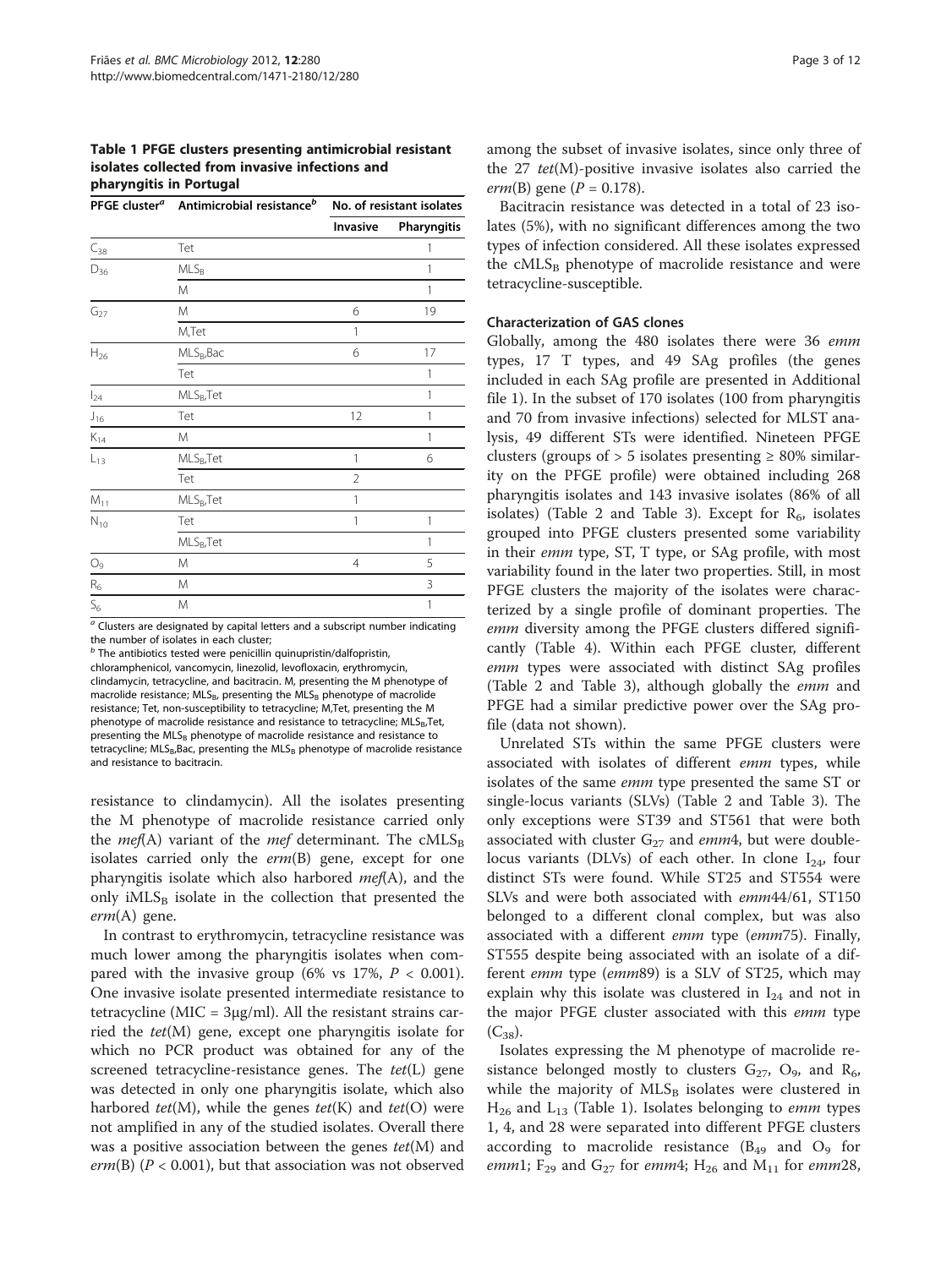**Table 1 PFGE clusters presenting antimicrobial resistant isolates collected from invasive infections and pharyngitis in Portugal**

| PFGE cluster[a] | Antimicrobial resistance[b] | No. of resistant isolates | |
|---|---|---|---|
| | | Invasive | Pharyngitis |
| $C_{38}$ | Tet | | 1 |
| $D_{36}$ | $MLS_B$ | | 1 |
| | M | | 1 |
| $G_{27}$ | M | 6 | 19 |
| | M,Tet | 1 | |
| $H_{26}$ | $MLS_B$,Bac | 6 | 17 |
| | Tet | | 1 |
| $I_{24}$ | $MLS_B$,Tet | | 1 |
| $J_{16}$ | Tet | 12 | 1 |
| $K_{14}$ | M | | 1 |
| $L_{13}$ | $MLS_B$,Tet | 1 | 6 |
| | Tet | 2 | |
| $M_{11}$ | $MLS_B$,Tet | 1 | |
| $N_{10}$ | Tet | 1 | 1 |
| | $MLS_B$,Tet | | 1 |
| $O_9$ | M | 4 | 5 |
| $R_6$ | M | | 3 |
| $S_6$ | M | | 1 |

[a] Clusters are designated by capital letters and a subscript number indicating the number of isolates in each cluster;
[b] The antibiotics tested were penicillin quinupristin/dalfopristin, chloramphenicol, vancomycin, linezolid, levofloxacin, erythromycin, clindamycin, tetracycline, and bacitracin. M, presenting the M phenotype of macrolide resistance; $MLS_B$, presenting the $MLS_B$ phenotype of macrolide resistance; Tet, non-susceptibility to tetracycline; M,Tet, presenting the M phenotype of macrolide resistance and resistance to tetracycline; $MLS_B$,Tet, presenting the $MLS_B$ phenotype of macrolide resistance and resistance to tetracycline; $MLS_B$,Bac, presenting the $MLS_B$ phenotype of macrolide resistance and resistance to bacitracin.

resistance to clindamycin). All the isolates presenting the M phenotype of macrolide resistance carried only the *mef*(A) variant of the *mef* determinant. The $cMLS_B$ isolates carried only the *erm*(B) gene, except for one pharyngitis isolate which also harbored *mef*(A), and the only $iMLS_B$ isolate in the collection that presented the *erm*(A) gene.

In contrast to erythromycin, tetracycline resistance was much lower among the pharyngitis isolates when compared with the invasive group (6% vs 17%, $P < 0.001$). One invasive isolate presented intermediate resistance to tetracycline (MIC = 3μg/ml). All the resistant strains carried the *tet*(M) gene, except one pharyngitis isolate for which no PCR product was obtained for any of the screened tetracycline-resistance genes. The *tet*(L) gene was detected in only one pharyngitis isolate, which also harbored *tet*(M), while the genes *tet*(K) and *tet*(O) were not amplified in any of the studied isolates. Overall there was a positive association between the genes *tet*(M) and *erm*(B) ($P < 0.001$), but that association was not observed among the subset of invasive isolates, since only three of the 27 *tet*(M)-positive invasive isolates also carried the *erm*(B) gene ($P = 0.178$).

Bacitracin resistance was detected in a total of 23 isolates (5%), with no significant differences among the two types of infection considered. All these isolates expressed the $cMLS_B$ phenotype of macrolide resistance and were tetracycline-susceptible.

### Characterization of GAS clones

Globally, among the 480 isolates there were 36 *emm* types, 17 T types, and 49 SAg profiles (the genes included in each SAg profile are presented in Additional file 1). In the subset of 170 isolates (100 from pharyngitis and 70 from invasive infections) selected for MLST analysis, 49 different STs were identified. Nineteen PFGE clusters (groups of > 5 isolates presenting ≥ 80% similarity on the PFGE profile) were obtained including 268 pharyngitis isolates and 143 invasive isolates (86% of all isolates) (Table 2 and Table 3). Except for $R_6$, isolates grouped into PFGE clusters presented some variability in their *emm* type, ST, T type, or SAg profile, with most variability found in the later two properties. Still, in most PFGE clusters the majority of the isolates were characterized by a single profile of dominant properties. The *emm* diversity among the PFGE clusters differed significantly (Table 4). Within each PFGE cluster, different *emm* types were associated with distinct SAg profiles (Table 2 and Table 3), although globally the *emm* and PFGE had a similar predictive power over the SAg profile (data not shown).

Unrelated STs within the same PFGE clusters were associated with isolates of different *emm* types, while isolates of the same *emm* type presented the same ST or single-locus variants (SLVs) (Table 2 and Table 3). The only exceptions were ST39 and ST561 that were both associated with cluster $G_{27}$ and *emm*4, but were double-locus variants (DLVs) of each other. In clone $I_{24}$, four distinct STs were found. While ST25 and ST554 were SLVs and were both associated with *emm*44/61, ST150 belonged to a different clonal complex, but was also associated with a different *emm* type (*emm*75). Finally, ST555 despite being associated with an isolate of a different *emm* type (*emm*89) is a SLV of ST25, which may explain why this isolate was clustered in $I_{24}$ and not in the major PFGE cluster associated with this *emm* type ($C_{38}$).

Isolates expressing the M phenotype of macrolide resistance belonged mostly to clusters $G_{27}$, $O_9$, and $R_6$, while the majority of $MLS_B$ isolates were clustered in $H_{26}$ and $L_{13}$ (Table 1). Isolates belonging to *emm* types 1, 4, and 28 were separated into different PFGE clusters according to macrolide resistance ($B_{49}$ and $O_9$ for *emm*1; $F_{29}$ and $G_{27}$ for *emm*4; $H_{26}$ and $M_{11}$ for *emm*28,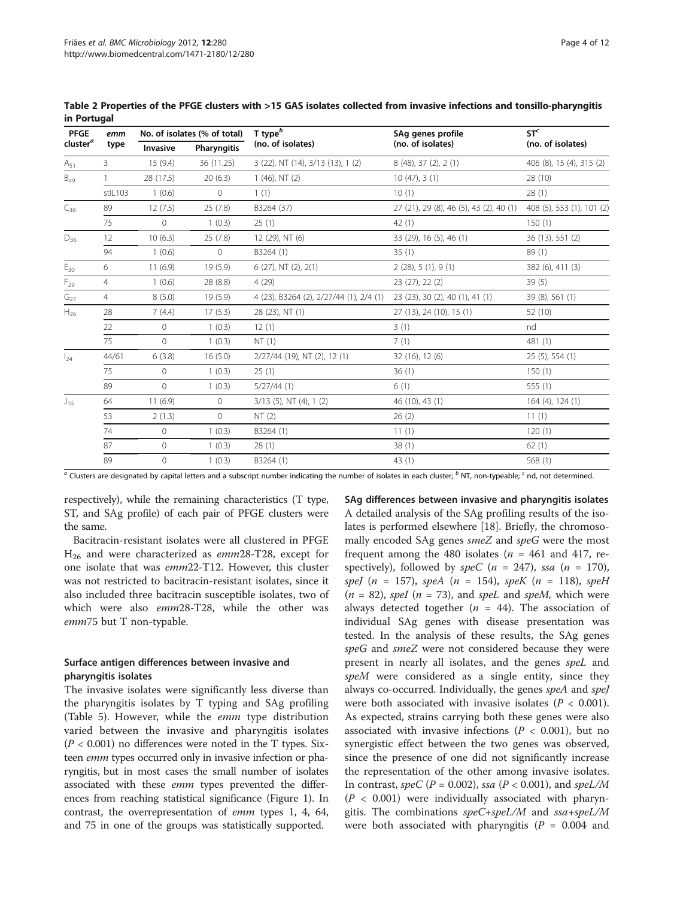**Table 2 Properties of the PFGE clusters with >15 GAS isolates collected from invasive infections and tonsillo-pharyngitis in Portugal**

| PFGE cluster[a] | emm type | No. of isolates (% of total) | | T type[b] (no. of isolates) | SAg genes profile (no. of isolates) | ST[c] (no. of isolates) |
|---|---|---|---|---|---|---|
| | | Invasive | Pharyngitis | | | |
| $A_{51}$ | 3 | 15 (9.4) | 36 (11.25) | 3 (22), NT (14), 3/13 (13), 1 (2) | 8 (48), 37 (2), 2 (1) | 406 (8), 15 (4), 315 (2) |
| $B_{49}$ | 1 | 28 (17.5) | 20 (6.3) | 1 (46), NT (2) | 10 (47), 3 (1) | 28 (10) |
| | stIL103 | 1 (0.6) | 0 | 1 (1) | 10 (1) | 28 (1) |
| $C_{38}$ | 89 | 12 (7.5) | 25 (7.8) | B3264 (37) | 27 (21), 29 (8), 46 (5), 43 (2), 40 (1) | 408 (5), 553 (1), 101 (2) |
| | 75 | 0 | 1 (0.3) | 25 (1) | 42 (1) | 150 (1) |
| $D_{36}$ | 12 | 10 (6.3) | 25 (7.8) | 12 (29), NT (6) | 33 (29), 16 (5), 46 (1) | 36 (13), 551 (2) |
| | 94 | 1 (0.6) | 0 | B3264 (1) | 35 (1) | 89 (1) |
| $E_{30}$ | 6 | 11 (6.9) | 19 (5.9) | 6 (27), NT (2), 2(1) | 2 (28), 5 (1), 9 (1) | 382 (6), 411 (3) |
| $F_{29}$ | 4 | 1 (0.6) | 28 (8.8) | 4 (29) | 23 (27), 22 (2) | 39 (5) |
| $G_{27}$ | 4 | 8 (5.0) | 19 (5.9) | 4 (23), B3264 (2), 2/27/44 (1), 2/4 (1) | 23 (23), 30 (2), 40 (1), 41 (1) | 39 (8), 561 (1) |
| $H_{26}$ | 28 | 7 (4.4) | 17 (5.3) | 28 (23), NT (1) | 27 (13), 24 (10), 15 (1) | 52 (10) |
| | 22 | 0 | 1 (0.3) | 12 (1) | 3 (1) | nd |
| | 75 | 0 | 1 (0.3) | NT (1) | 7 (1) | 481 (1) |
| $I_{24}$ | 44/61 | 6 (3.8) | 16 (5.0) | 2/27/44 (19), NT (2), 12 (1) | 32 (16), 12 (6) | 25 (5), 554 (1) |
| | 75 | 0 | 1 (0.3) | 25 (1) | 36 (1) | 150 (1) |
| | 89 | 0 | 1 (0.3) | 5/27/44 (1) | 6 (1) | 555 (1) |
| $J_{16}$ | 64 | 11 (6.9) | 0 | 3/13 (5), NT (4), 1 (2) | 46 (10), 43 (1) | 164 (4), 124 (1) |
| | 53 | 2 (1.3) | 0 | NT (2) | 26 (2) | 11 (1) |
| | 74 | 0 | 1 (0.3) | B3264 (1) | 11 (1) | 120 (1) |
| | 87 | 0 | 1 (0.3) | 28 (1) | 38 (1) | 62 (1) |
| | 89 | 0 | 1 (0.3) | B3264 (1) | 43 (1) | 568 (1) |

[a] Clusters are designated by capital letters and a subscript number indicating the number of isolates in each cluster; [b] NT, non-typeable; [c] nd, not determined.

respectively), while the remaining characteristics (T type, ST, and SAg profile) of each pair of PFGE clusters were the same.

Bacitracin-resistant isolates were all clustered in PFGE $H_{26}$ and were characterized as *emm*28-T28, except for one isolate that was *emm*22-T12. However, this cluster was not restricted to bacitracin-resistant isolates, since it also included three bacitracin susceptible isolates, two of which were also *emm*28-T28, while the other was *emm*75 but T non-typable.

### Surface antigen differences between invasive and pharyngitis isolates

The invasive isolates were significantly less diverse than the pharyngitis isolates by T typing and SAg profiling (Table 5). However, while the *emm* type distribution varied between the invasive and pharyngitis isolates ($P < 0.001$) no differences were noted in the T types. Sixteen *emm* types occurred only in invasive infection or pharyngitis, but in most cases the small number of isolates associated with these *emm* types prevented the differences from reaching statistical significance (Figure 1). In contrast, the overrepresentation of *emm* types 1, 4, 64, and 75 in one of the groups was statistically supported.

### SAg differences between invasive and pharyngitis isolates

A detailed analysis of the SAg profiling results of the isolates is performed elsewhere [18]. Briefly, the chromosomally encoded SAg genes *smeZ* and *speG* were the most frequent among the 480 isolates ($n$ = 461 and 417, respectively), followed by *speC* ($n$ = 247), *ssa* ($n$ = 170), *speJ* ($n$ = 157), *speA* ($n$ = 154), *speK* ($n$ = 118), *speH* ($n$ = 82), *speI* ($n$ = 73), and *speL* and *speM,* which were always detected together ($n$ = 44). The association of individual SAg genes with disease presentation was tested. In the analysis of these results, the SAg genes *speG* and *smeZ* were not considered because they were present in nearly all isolates, and the genes *speL* and *speM* were considered as a single entity, since they always co-occurred. Individually, the genes *speA* and *speJ* were both associated with invasive isolates ($P < 0.001$). As expected, strains carrying both these genes were also associated with invasive infections ($P < 0.001$), but no synergistic effect between the two genes was observed, since the presence of one did not significantly increase the representation of the other among invasive isolates. In contrast, *speC* ($P = 0.002$), *ssa* ($P < 0.001$), and *speL/M* ($P < 0.001$) were individually associated with pharyngitis. The combinations *speC+speL/M* and *ssa+speL/M* were both associated with pharyngitis ($P = 0.004$ and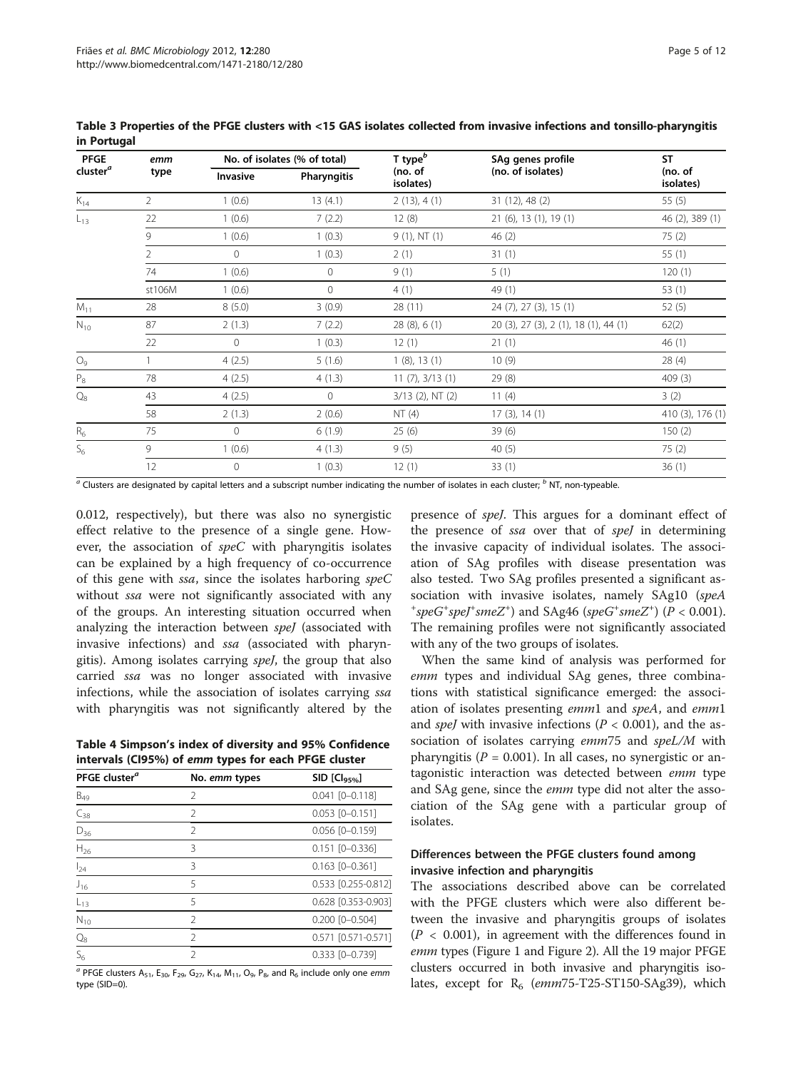**Table 3 Properties of the PFGE clusters with <15 GAS isolates collected from invasive infections and tonsillo-pharyngitis in Portugal**

| PFGE cluster[a] | *emm* type | No. of isolates (% of total) | | T type[b] (no. of isolates) | SAg genes profile (no. of isolates) | ST (no. of isolates) |
|---|---|---|---|---|---|---|
| | | Invasive | Pharyngitis | | | |
| $K_{14}$ | 2 | 1 (0.6) | 13 (4.1) | 2 (13), 4 (1) | 31 (12), 48 (2) | 55 (5) |
| $L_{13}$ | 22 | 1 (0.6) | 7 (2.2) | 12 (8) | 21 (6), 13 (1), 19 (1) | 46 (2), 389 (1) |
| | 9 | 1 (0.6) | 1 (0.3) | 9 (1), NT (1) | 46 (2) | 75 (2) |
| | 2 | 0 | 1 (0.3) | 2 (1) | 31 (1) | 55 (1) |
| | 74 | 1 (0.6) | 0 | 9 (1) | 5 (1) | 120 (1) |
| | st106M | 1 (0.6) | 0 | 4 (1) | 49 (1) | 53 (1) |
| $M_{11}$ | 28 | 8 (5.0) | 3 (0.9) | 28 (11) | 24 (7), 27 (3), 15 (1) | 52 (5) |
| $N_{10}$ | 87 | 2 (1.3) | 7 (2.2) | 28 (8), 6 (1) | 20 (3), 27 (3), 2 (1), 18 (1), 44 (1) | 62(2) |
| | 22 | 0 | 1 (0.3) | 12 (1) | 21 (1) | 46 (1) |
| $O_9$ | 1 | 4 (2.5) | 5 (1.6) | 1 (8), 13 (1) | 10 (9) | 28 (4) |
| $P_8$ | 78 | 4 (2.5) | 4 (1.3) | 11 (7), 3/13 (1) | 29 (8) | 409 (3) |
| $Q_8$ | 43 | 4 (2.5) | 0 | 3/13 (2), NT (2) | 11 (4) | 3 (2) |
| | 58 | 2 (1.3) | 2 (0.6) | NT (4) | 17 (3), 14 (1) | 410 (3), 176 (1) |
| $R_6$ | 75 | 0 | 6 (1.9) | 25 (6) | 39 (6) | 150 (2) |
| $S_6$ | 9 | 1 (0.6) | 4 (1.3) | 9 (5) | 40 (5) | 75 (2) |
| | 12 | 0 | 1 (0.3) | 12 (1) | 33 (1) | 36 (1) |

[a] Clusters are designated by capital letters and a subscript number indicating the number of isolates in each cluster; [b] NT, non-typeable.

0.012, respectively), but there was also no synergistic effect relative to the presence of a single gene. However, the association of *speC* with pharyngitis isolates can be explained by a high frequency of co-occurrence of this gene with *ssa*, since the isolates harboring *speC* without *ssa* were not significantly associated with any of the groups. An interesting situation occurred when analyzing the interaction between *speJ* (associated with invasive infections) and *ssa* (associated with pharyngitis). Among isolates carrying *speJ*, the group that also carried *ssa* was no longer associated with invasive infections, while the association of isolates carrying *ssa* with pharyngitis was not significantly altered by the presence of *speJ*. This argues for a dominant effect of the presence of *ssa* over that of *speJ* in determining the invasive capacity of individual isolates. The association of SAg profiles with disease presentation was also tested. Two SAg profiles presented a significant association with invasive isolates, namely SAg10 (*speA*$^+$*speG*$^+$*speJ*$^+$*smeZ*$^+$) and SAg46 (*speG*$^+$*smeZ*$^+$) ($P < 0.001$). The remaining profiles were not significantly associated with any of the two groups of isolates.

**Table 4 Simpson's index of diversity and 95% Confidence intervals (CI95%) of *emm* types for each PFGE cluster**

| PFGE cluster[a] | No. *emm* types | SID [$CI_{95\%}$] |
|---|---|---|
| $B_{49}$ | 2 | 0.041 [0–0.118] |
| $C_{38}$ | 2 | 0.053 [0–0.151] |
| $D_{36}$ | 2 | 0.056 [0–0.159] |
| $H_{26}$ | 3 | 0.151 [0–0.336] |
| $I_{24}$ | 3 | 0.163 [0–0.361] |
| $J_{16}$ | 5 | 0.533 [0.255-0.812] |
| $L_{13}$ | 5 | 0.628 [0.353-0.903] |
| $N_{10}$ | 2 | 0.200 [0–0.504] |
| $Q_8$ | 2 | 0.571 [0.571-0.571] |
| $S_6$ | 2 | 0.333 [0–0.739] |

[a] PFGE clusters $A_{51}$, $E_{30}$, $F_{29}$, $G_{27}$, $K_{14}$, $M_{11}$, $O_9$, $P_8$, and $R_6$ include only one *emm* type (SID=0).

When the same kind of analysis was performed for *emm* types and individual SAg genes, three combinations with statistical significance emerged: the association of isolates presenting *emm*1 and *speA*, and *emm*1 and *speJ* with invasive infections ($P < 0.001$), and the association of isolates carrying *emm*75 and *speL/M* with pharyngitis ($P = 0.001$). In all cases, no synergistic or antagonistic interaction was detected between *emm* type and SAg gene, since the *emm* type did not alter the association of the SAg gene with a particular group of isolates.

### Differences between the PFGE clusters found among invasive infection and pharyngitis

The associations described above can be correlated with the PFGE clusters which were also different between the invasive and pharyngitis groups of isolates ($P < 0.001$), in agreement with the differences found in *emm* types (Figure 1 and Figure 2). All the 19 major PFGE clusters occurred in both invasive and pharyngitis isolates, except for $R_6$ (*emm*75-T25-ST150-SAg39), which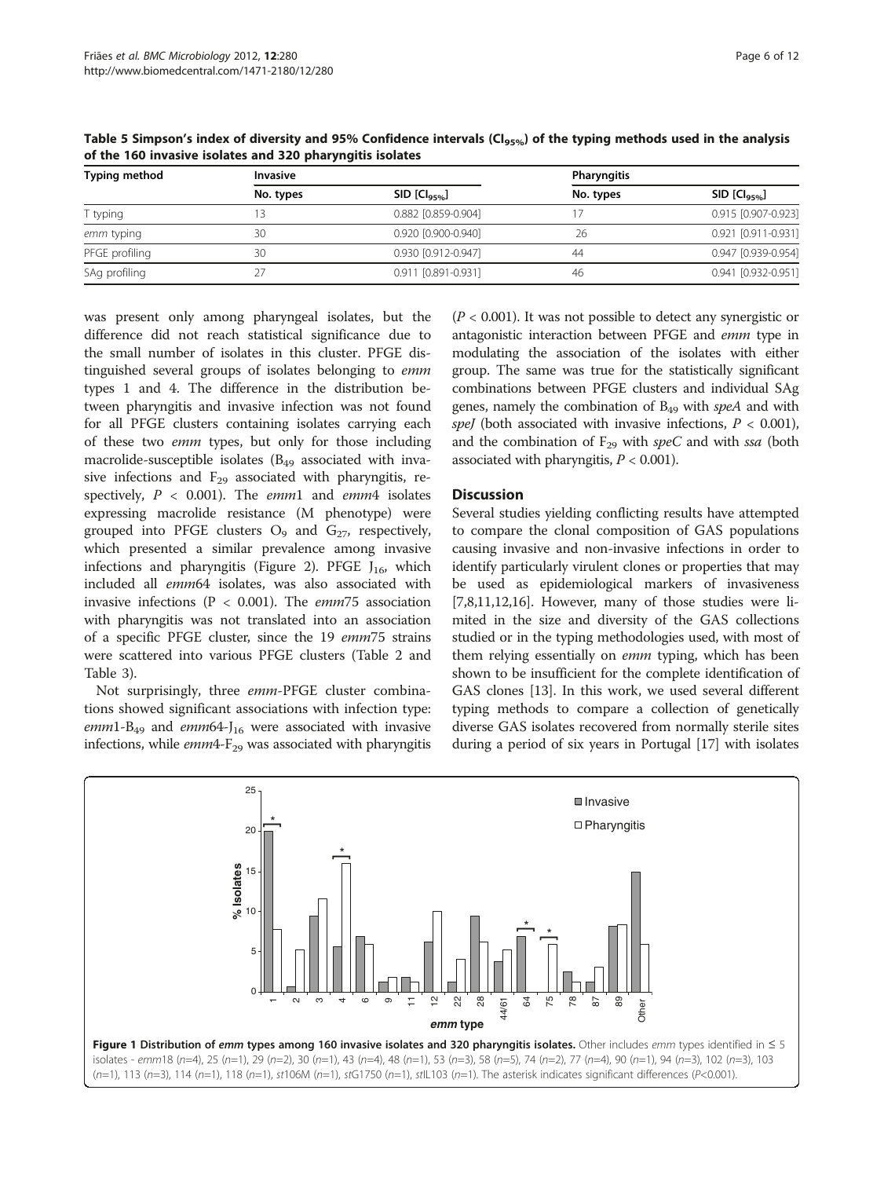**Table 5 Simpson's index of diversity and 95% Confidence intervals ($CI_{95\%}$) of the typing methods used in the analysis of the 160 invasive isolates and 320 pharyngitis isolates**

| Typing method | Invasive | | Pharyngitis | |
|---|---|---|---|---|
| | No. types | SID [$CI_{95\%}$] | No. types | SID [$CI_{95\%}$] |
| T typing | 13 | 0.882 [0.859-0.904] | 17 | 0.915 [0.907-0.923] |
| *emm* typing | 30 | 0.920 [0.900-0.940] | 26 | 0.921 [0.911-0.931] |
| PFGE profiling | 30 | 0.930 [0.912-0.947] | 44 | 0.947 [0.939-0.954] |
| SAg profiling | 27 | 0.911 [0.891-0.931] | 46 | 0.941 [0.932-0.951] |

was present only among pharyngeal isolates, but the difference did not reach statistical significance due to the small number of isolates in this cluster. PFGE distinguished several groups of isolates belonging to *emm* types 1 and 4. The difference in the distribution between pharyngitis and invasive infection was not found for all PFGE clusters containing isolates carrying each of these two *emm* types, but only for those including macrolide-susceptible isolates ($B_{49}$ associated with invasive infections and $F_{29}$ associated with pharyngitis, respectively, $P < 0.001$). The *emm*1 and *emm*4 isolates expressing macrolide resistance (M phenotype) were grouped into PFGE clusters $O_9$ and $G_{27}$, respectively, which presented a similar prevalence among invasive infections and pharyngitis (Figure 2). PFGE $J_{16}$, which included all *emm*64 isolates, was also associated with invasive infections ($P < 0.001$). The *emm*75 association with pharyngitis was not translated into an association of a specific PFGE cluster, since the 19 *emm*75 strains were scattered into various PFGE clusters (Table 2 and Table 3).

Not surprisingly, three *emm*-PFGE cluster combinations showed significant associations with infection type: *emm*1-$B_{49}$ and *emm*64-$J_{16}$ were associated with invasive infections, while *emm*4-$F_{29}$ was associated with pharyngitis ($P < 0.001$). It was not possible to detect any synergistic or antagonistic interaction between PFGE and *emm* type in modulating the association of the isolates with either group. The same was true for the statistically significant combinations between PFGE clusters and individual SAg genes, namely the combination of $B_{49}$ with *speA* and with *speJ* (both associated with invasive infections, $P < 0.001$), and the combination of $F_{29}$ with *speC* and with *ssa* (both associated with pharyngitis, $P < 0.001$).

## Discussion

Several studies yielding conflicting results have attempted to compare the clonal composition of GAS populations causing invasive and non-invasive infections in order to identify particularly virulent clones or properties that may be used as epidemiological markers of invasiveness [7,8,11,12,16]. However, many of those studies were limited in the size and diversity of the GAS collections studied or in the typing methodologies used, with most of them relying essentially on *emm* typing, which has been shown to be insufficient for the complete identification of GAS clones [13]. In this work, we used several different typing methods to compare a collection of genetically diverse GAS isolates recovered from normally sterile sites during a period of six years in Portugal [17] with isolates

**Figure 1 Distribution of *emm* types among 160 invasive isolates and 320 pharyngitis isolates.** Other includes *emm* types identified in ≤ 5 isolates - *emm*18 (*n*=4), 25 (*n*=1), 29 (*n*=2), 30 (*n*=1), 43 (*n*=4), 48 (*n*=1), 53 (*n*=3), 58 (*n*=5), 74 (*n*=2), 77 (*n*=4), 90 (*n*=1), 94 (*n*=3), 102 (*n*=3), 103 (*n*=1), 113 (*n*=3), 114 (*n*=1), 118 (*n*=1), *st*106M (*n*=1), *st*G1750 (*n*=1), *st*IL103 (*n*=1). The asterisk indicates significant differences ($P<0.001$).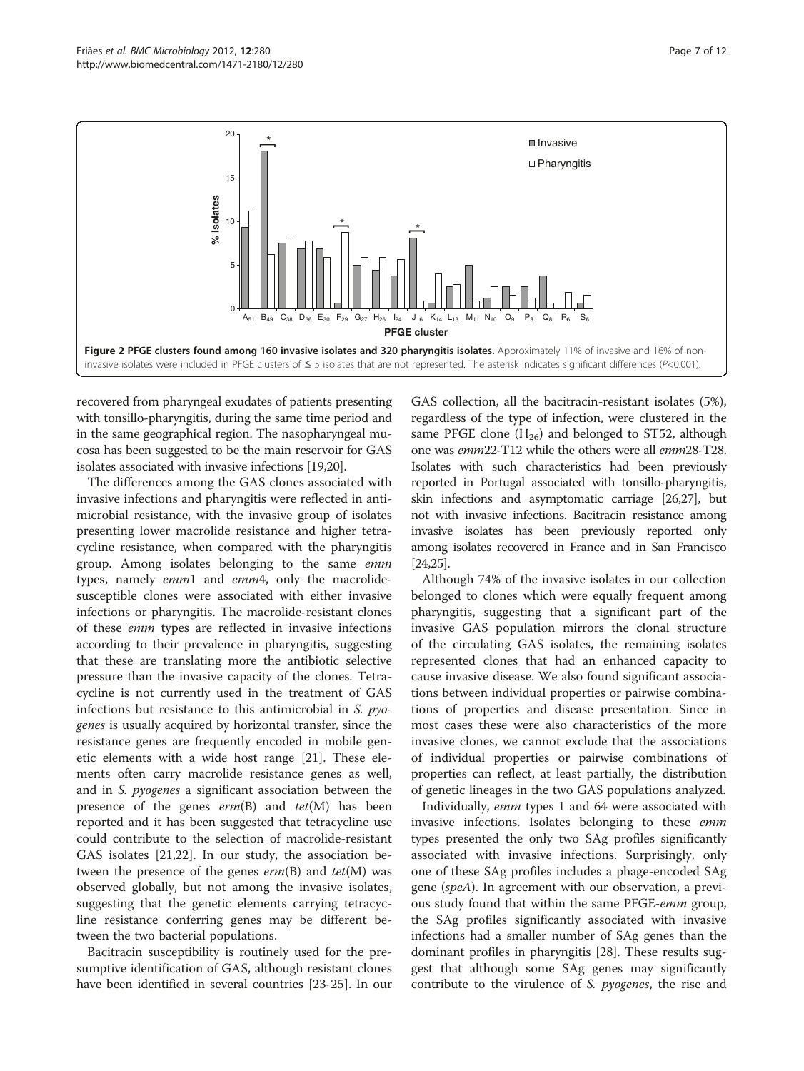**Figure 2 PFGE clusters found among 160 invasive isolates and 320 pharyngitis isolates.** Approximately 11% of invasive and 16% of non-invasive isolates were included in PFGE clusters of ≤ 5 isolates that are not represented. The asterisk indicates significant differences ($P<0.001$).

recovered from pharyngeal exudates of patients presenting with tonsillo-pharyngitis, during the same time period and in the same geographical region. The nasopharyngeal mucosa has been suggested to be the main reservoir for GAS isolates associated with invasive infections [19,20].

The differences among the GAS clones associated with invasive infections and pharyngitis were reflected in antimicrobial resistance, with the invasive group of isolates presenting lower macrolide resistance and higher tetracycline resistance, when compared with the pharyngitis group. Among isolates belonging to the same *emm* types, namely *emm*1 and *emm*4, only the macrolide-susceptible clones were associated with either invasive infections or pharyngitis. The macrolide-resistant clones of these *emm* types are reflected in invasive infections according to their prevalence in pharyngitis, suggesting that these are translating more the antibiotic selective pressure than the invasive capacity of the clones. Tetracycline is not currently used in the treatment of GAS infections but resistance to this antimicrobial in *S. pyogenes* is usually acquired by horizontal transfer, since the resistance genes are frequently encoded in mobile genetic elements with a wide host range [21]. These elements often carry macrolide resistance genes as well, and in *S. pyogenes* a significant association between the presence of the genes *erm*(B) and *tet*(M) has been reported and it has been suggested that tetracycline use could contribute to the selection of macrolide-resistant GAS isolates [21,22]. In our study, the association between the presence of the genes *erm*(B) and *tet*(M) was observed globally, but not among the invasive isolates, suggesting that the genetic elements carrying tetracycline resistance conferring genes may be different between the two bacterial populations.

Bacitracin susceptibility is routinely used for the presumptive identification of GAS, although resistant clones have been identified in several countries [23-25]. In our GAS collection, all the bacitracin-resistant isolates (5%), regardless of the type of infection, were clustered in the same PFGE clone ($H_{26}$) and belonged to ST52, although one was *emm*22-T12 while the others were all *emm*28-T28. Isolates with such characteristics had been previously reported in Portugal associated with tonsillo-pharyngitis, skin infections and asymptomatic carriage [26,27], but not with invasive infections. Bacitracin resistance among invasive isolates has been previously reported only among isolates recovered in France and in San Francisco [24,25].

Although 74% of the invasive isolates in our collection belonged to clones which were equally frequent among pharyngitis, suggesting that a significant part of the invasive GAS population mirrors the clonal structure of the circulating GAS isolates, the remaining isolates represented clones that had an enhanced capacity to cause invasive disease. We also found significant associations between individual properties or pairwise combinations of properties and disease presentation. Since in most cases these were also characteristics of the more invasive clones, we cannot exclude that the associations of individual properties or pairwise combinations of properties can reflect, at least partially, the distribution of genetic lineages in the two GAS populations analyzed.

Individually, *emm* types 1 and 64 were associated with invasive infections. Isolates belonging to these *emm* types presented the only two SAg profiles significantly associated with invasive infections. Surprisingly, only one of these SAg profiles includes a phage-encoded SAg gene (*speA*). In agreement with our observation, a previous study found that within the same PFGE-*emm* group, the SAg profiles significantly associated with invasive infections had a smaller number of SAg genes than the dominant profiles in pharyngitis [28]. These results suggest that although some SAg genes may significantly contribute to the virulence of *S. pyogenes*, the rise and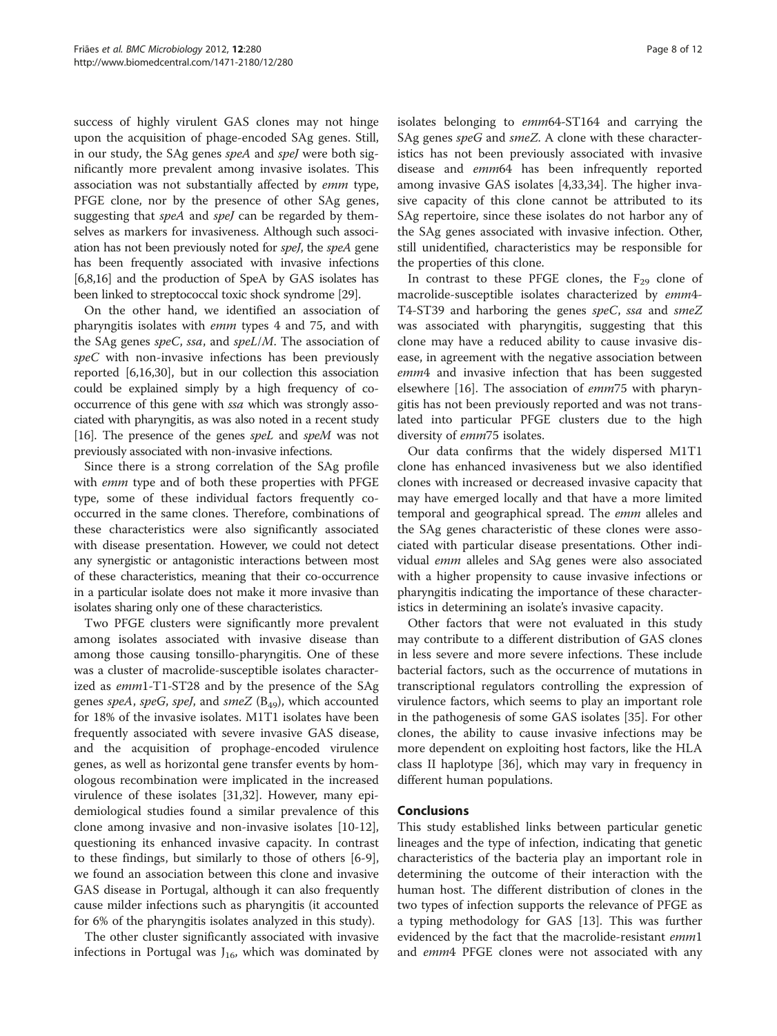success of highly virulent GAS clones may not hinge upon the acquisition of phage-encoded SAg genes. Still, in our study, the SAg genes *speA* and *speJ* were both significantly more prevalent among invasive isolates. This association was not substantially affected by *emm* type, PFGE clone, nor by the presence of other SAg genes, suggesting that *speA* and *speJ* can be regarded by themselves as markers for invasiveness. Although such association has not been previously noted for *speJ*, the *speA* gene has been frequently associated with invasive infections [6,8,16] and the production of SpeA by GAS isolates has been linked to streptococcal toxic shock syndrome [29].

On the other hand, we identified an association of pharyngitis isolates with *emm* types 4 and 75, and with the SAg genes *speC*, *ssa*, and *speL/M*. The association of *speC* with non-invasive infections has been previously reported [6,16,30], but in our collection this association could be explained simply by a high frequency of co-occurrence of this gene with *ssa* which was strongly associated with pharyngitis, as was also noted in a recent study [16]. The presence of the genes *speL* and *speM* was not previously associated with non-invasive infections.

Since there is a strong correlation of the SAg profile with *emm* type and of both these properties with PFGE type, some of these individual factors frequently co-occurred in the same clones. Therefore, combinations of these characteristics were also significantly associated with disease presentation. However, we could not detect any synergistic or antagonistic interactions between most of these characteristics, meaning that their co-occurrence in a particular isolate does not make it more invasive than isolates sharing only one of these characteristics.

Two PFGE clusters were significantly more prevalent among isolates associated with invasive disease than among those causing tonsillo-pharyngitis. One of these was a cluster of macrolide-susceptible isolates characterized as *emm*1-T1-ST28 and by the presence of the SAg genes *speA*, *speG*, *speJ*, and *smeZ* ($B_{49}$), which accounted for 18% of the invasive isolates. M1T1 isolates have been frequently associated with severe invasive GAS disease, and the acquisition of prophage-encoded virulence genes, as well as horizontal gene transfer events by homologous recombination were implicated in the increased virulence of these isolates [31,32]. However, many epidemiological studies found a similar prevalence of this clone among invasive and non-invasive isolates [10-12], questioning its enhanced invasive capacity. In contrast to these findings, but similarly to those of others [6-9], we found an association between this clone and invasive GAS disease in Portugal, although it can also frequently cause milder infections such as pharyngitis (it accounted for 6% of the pharyngitis isolates analyzed in this study).

The other cluster significantly associated with invasive infections in Portugal was $J_{16}$, which was dominated by isolates belonging to *emm*64-ST164 and carrying the SAg genes *speG* and *smeZ*. A clone with these characteristics has not been previously associated with invasive disease and *emm*64 has been infrequently reported among invasive GAS isolates [4,33,34]. The higher invasive capacity of this clone cannot be attributed to its SAg repertoire, since these isolates do not harbor any of the SAg genes associated with invasive infection. Other, still unidentified, characteristics may be responsible for the properties of this clone.

In contrast to these PFGE clones, the $F_{29}$ clone of macrolide-susceptible isolates characterized by *emm*4-T4-ST39 and harboring the genes *speC*, *ssa* and *smeZ* was associated with pharyngitis, suggesting that this clone may have a reduced ability to cause invasive disease, in agreement with the negative association between *emm*4 and invasive infection that has been suggested elsewhere [16]. The association of *emm*75 with pharyngitis has not been previously reported and was not translated into particular PFGE clusters due to the high diversity of *emm*75 isolates.

Our data confirms that the widely dispersed M1T1 clone has enhanced invasiveness but we also identified clones with increased or decreased invasive capacity that may have emerged locally and that have a more limited temporal and geographical spread. The *emm* alleles and the SAg genes characteristic of these clones were associated with particular disease presentations. Other individual *emm* alleles and SAg genes were also associated with a higher propensity to cause invasive infections or pharyngitis indicating the importance of these characteristics in determining an isolate's invasive capacity.

Other factors that were not evaluated in this study may contribute to a different distribution of GAS clones in less severe and more severe infections. These include bacterial factors, such as the occurrence of mutations in transcriptional regulators controlling the expression of virulence factors, which seems to play an important role in the pathogenesis of some GAS isolates [35]. For other clones, the ability to cause invasive infections may be more dependent on exploiting host factors, like the HLA class II haplotype [36], which may vary in frequency in different human populations.

## Conclusions

This study established links between particular genetic lineages and the type of infection, indicating that genetic characteristics of the bacteria play an important role in determining the outcome of their interaction with the human host. The different distribution of clones in the two types of infection supports the relevance of PFGE as a typing methodology for GAS [13]. This was further evidenced by the fact that the macrolide-resistant *emm*1 and *emm*4 PFGE clones were not associated with any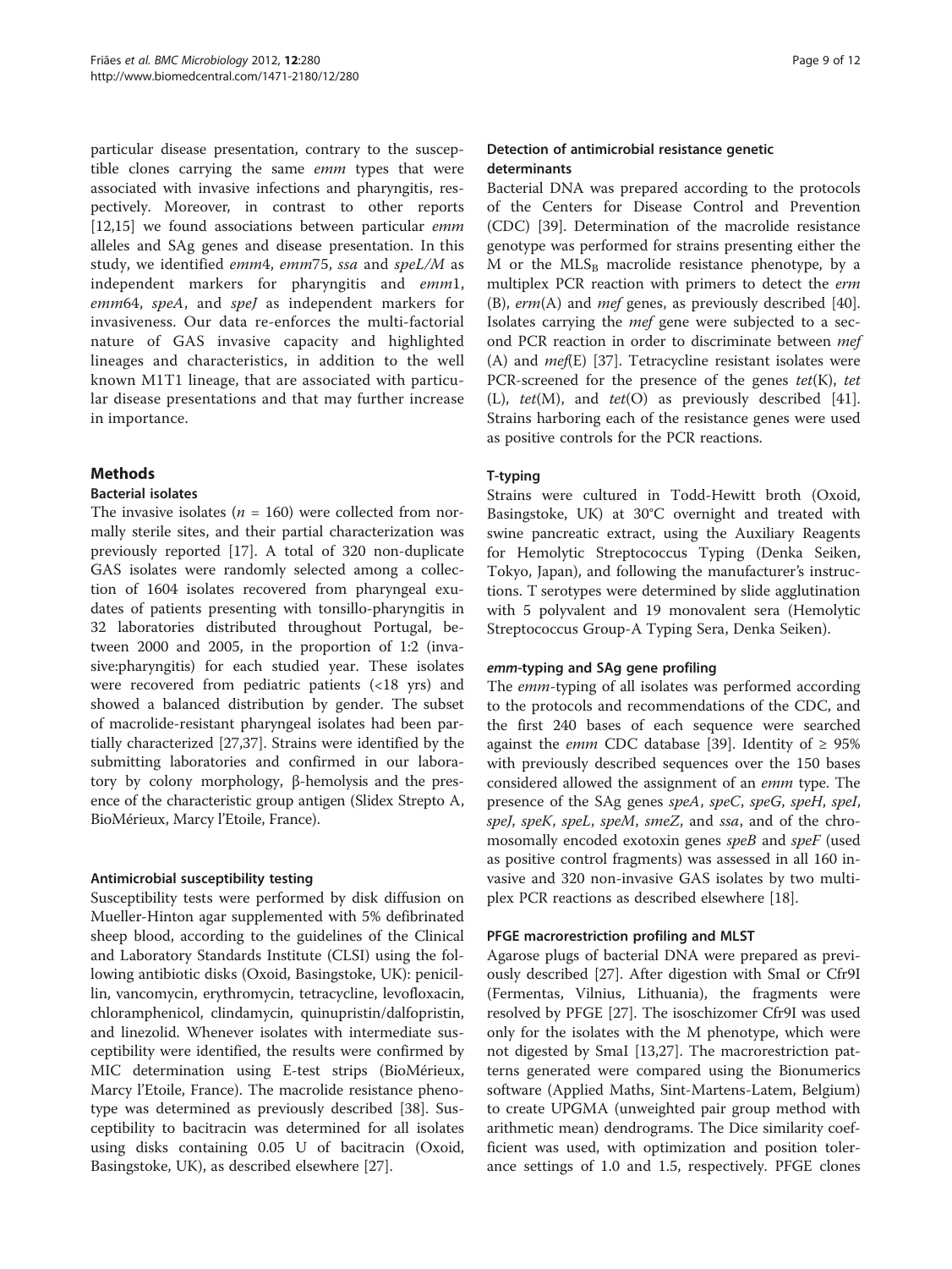particular disease presentation, contrary to the susceptible clones carrying the same *emm* types that were associated with invasive infections and pharyngitis, respectively. Moreover, in contrast to other reports [12,15] we found associations between particular *emm* alleles and SAg genes and disease presentation. In this study, we identified *emm*4, *emm*75, *ssa* and *speL/M* as independent markers for pharyngitis and *emm*1, *emm*64, *speA*, and *speJ* as independent markers for invasiveness. Our data re-enforces the multi-factorial nature of GAS invasive capacity and highlighted lineages and characteristics, in addition to the well known M1T1 lineage, that are associated with particular disease presentations and that may further increase in importance.

## Methods

### Bacterial isolates

The invasive isolates ($n$ = 160) were collected from normally sterile sites, and their partial characterization was previously reported [17]. A total of 320 non-duplicate GAS isolates were randomly selected among a collection of 1604 isolates recovered from pharyngeal exudates of patients presenting with tonsillo-pharyngitis in 32 laboratories distributed throughout Portugal, between 2000 and 2005, in the proportion of 1:2 (invasive:pharyngitis) for each studied year. These isolates were recovered from pediatric patients (<18 yrs) and showed a balanced distribution by gender. The subset of macrolide-resistant pharyngeal isolates had been partially characterized [27,37]. Strains were identified by the submitting laboratories and confirmed in our laboratory by colony morphology, β-hemolysis and the presence of the characteristic group antigen (Slidex Strepto A, BioMérieux, Marcy l'Etoile, France).

### Antimicrobial susceptibility testing

Susceptibility tests were performed by disk diffusion on Mueller-Hinton agar supplemented with 5% defibrinated sheep blood, according to the guidelines of the Clinical and Laboratory Standards Institute (CLSI) using the following antibiotic disks (Oxoid, Basingstoke, UK): penicillin, vancomycin, erythromycin, tetracycline, levofloxacin, chloramphenicol, clindamycin, quinupristin/dalfopristin, and linezolid. Whenever isolates with intermediate susceptibility were identified, the results were confirmed by MIC determination using E-test strips (BioMérieux, Marcy l'Etoile, France). The macrolide resistance phenotype was determined as previously described [38]. Susceptibility to bacitracin was determined for all isolates using disks containing 0.05 U of bacitracin (Oxoid, Basingstoke, UK), as described elsewhere [27].

### Detection of antimicrobial resistance genetic determinants

Bacterial DNA was prepared according to the protocols of the Centers for Disease Control and Prevention (CDC) [39]. Determination of the macrolide resistance genotype was performed for strains presenting either the M or the $MLS_B$ macrolide resistance phenotype, by a multiplex PCR reaction with primers to detect the *erm*(B), *erm*(A) and *mef* genes, as previously described [40]. Isolates carrying the *mef* gene were subjected to a second PCR reaction in order to discriminate between *mef*(A) and *mef*(E) [37]. Tetracycline resistant isolates were PCR-screened for the presence of the genes *tet*(K), *tet*(L), *tet*(M), and *tet*(O) as previously described [41]. Strains harboring each of the resistance genes were used as positive controls for the PCR reactions.

### T-typing

Strains were cultured in Todd-Hewitt broth (Oxoid, Basingstoke, UK) at 30°C overnight and treated with swine pancreatic extract, using the Auxiliary Reagents for Hemolytic Streptococcus Typing (Denka Seiken, Tokyo, Japan), and following the manufacturer's instructions. T serotypes were determined by slide agglutination with 5 polyvalent and 19 monovalent sera (Hemolytic Streptococcus Group-A Typing Sera, Denka Seiken).

#### *emm*-typing and SAg gene profiling

The *emm*-typing of all isolates was performed according to the protocols and recommendations of the CDC, and the first 240 bases of each sequence were searched against the *emm* CDC database [39]. Identity of ≥ 95% with previously described sequences over the 150 bases considered allowed the assignment of an *emm* type. The presence of the SAg genes *speA*, *speC*, *speG*, *speH*, *speI*, *speJ*, *speK*, *speL*, *speM*, *smeZ*, and *ssa*, and of the chromosomally encoded exotoxin genes *speB* and *speF* (used as positive control fragments) was assessed in all 160 invasive and 320 non-invasive GAS isolates by two multiplex PCR reactions as described elsewhere [18].

#### PFGE macrorestriction profiling and MLST

Agarose plugs of bacterial DNA were prepared as previously described [27]. After digestion with SmaI or Cfr9I (Fermentas, Vilnius, Lithuania), the fragments were resolved by PFGE [27]. The isoschizomer Cfr9I was used only for the isolates with the M phenotype, which were not digested by SmaI [13,27]. The macrorestriction patterns generated were compared using the Bionumerics software (Applied Maths, Sint-Martens-Latem, Belgium) to create UPGMA (unweighted pair group method with arithmetic mean) dendrograms. The Dice similarity coefficient was used, with optimization and position tolerance settings of 1.0 and 1.5, respectively. PFGE clones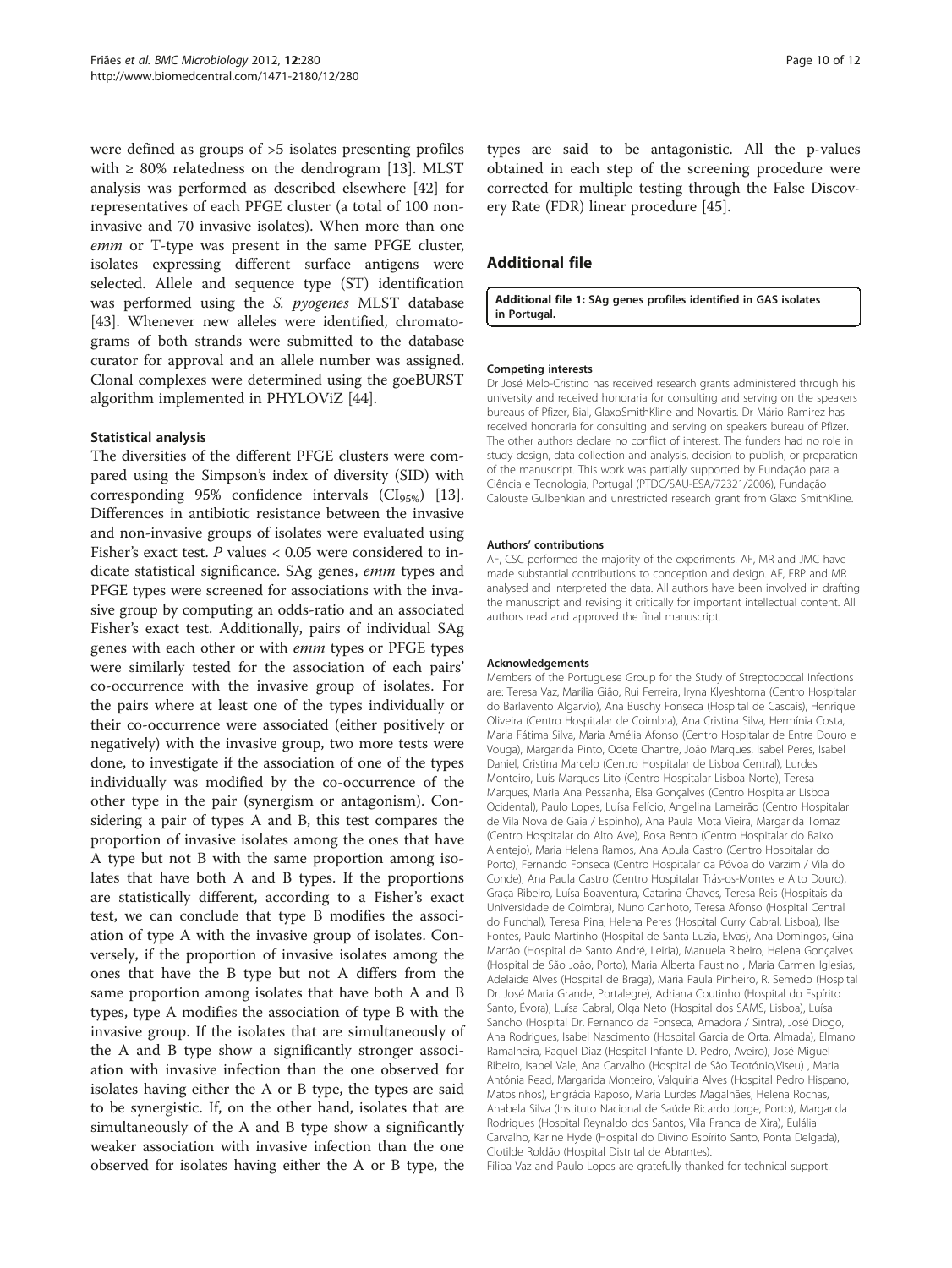were defined as groups of >5 isolates presenting profiles with ≥ 80% relatedness on the dendrogram [13]. MLST analysis was performed as described elsewhere [42] for representatives of each PFGE cluster (a total of 100 non-invasive and 70 invasive isolates). When more than one *emm* or T-type was present in the same PFGE cluster, isolates expressing different surface antigens were selected. Allele and sequence type (ST) identification was performed using the *S. pyogenes* MLST database [43]. Whenever new alleles were identified, chromatograms of both strands were submitted to the database curator for approval and an allele number was assigned. Clonal complexes were determined using the goeBURST algorithm implemented in PHYLOViZ [44].

#### Statistical analysis

The diversities of the different PFGE clusters were compared using the Simpson's index of diversity (SID) with corresponding 95% confidence intervals ($CI_{95\%}$) [13]. Differences in antibiotic resistance between the invasive and non-invasive groups of isolates were evaluated using Fisher's exact test. *P* values < 0.05 were considered to indicate statistical significance. SAg genes, *emm* types and PFGE types were screened for associations with the invasive group by computing an odds-ratio and an associated Fisher's exact test. Additionally, pairs of individual SAg genes with each other or with *emm* types or PFGE types were similarly tested for the association of each pairs' co-occurrence with the invasive group of isolates. For the pairs where at least one of the types individually or their co-occurrence were associated (either positively or negatively) with the invasive group, two more tests were done, to investigate if the association of one of the types individually was modified by the co-occurrence of the other type in the pair (synergism or antagonism). Considering a pair of types A and B, this test compares the proportion of invasive isolates among the ones that have A type but not B with the same proportion among isolates that have both A and B types. If the proportions are statistically different, according to a Fisher's exact test, we can conclude that type B modifies the association of type A with the invasive group of isolates. Conversely, if the proportion of invasive isolates among the ones that have the B type but not A differs from the same proportion among isolates that have both A and B types, type A modifies the association of type B with the invasive group. If the isolates that are simultaneously of the A and B type show a significantly stronger association with invasive infection than the one observed for isolates having either the A or B type, the types are said to be synergistic. If, on the other hand, isolates that are simultaneously of the A and B type show a significantly weaker association with invasive infection than the one observed for isolates having either the A or B type, the types are said to be antagonistic. All the p-values obtained in each step of the screening procedure were corrected for multiple testing through the False Discovery Rate (FDR) linear procedure [45].

## Additional file

**Additional file 1: SAg genes profiles identified in GAS isolates in Portugal.**

#### Competing interests

Dr José Melo-Cristino has received research grants administered through his university and received honoraria for consulting and serving on the speakers bureaus of Pfizer, Bial, GlaxoSmithKline and Novartis. Dr Mário Ramirez has received honoraria for consulting and serving on speakers bureau of Pfizer. The other authors declare no conflict of interest. The funders had no role in study design, data collection and analysis, decision to publish, or preparation of the manuscript. This work was partially supported by Fundação para a Ciência e Tecnologia, Portugal (PTDC/SAU-ESA/72321/2006), Fundação Calouste Gulbenkian and unrestricted research grant from Glaxo SmithKline.

#### Authors' contributions

AF, CSC performed the majority of the experiments. AF, MR and JMC have made substantial contributions to conception and design. AF, FRP and MR analysed and interpreted the data. All authors have been involved in drafting the manuscript and revising it critically for important intellectual content. All authors read and approved the final manuscript.

#### Acknowledgements

Members of the Portuguese Group for the Study of Streptococcal Infections are: Teresa Vaz, Marília Gião, Rui Ferreira, Iryna Klyeshtorna (Centro Hospitalar do Barlavento Algarvio), Ana Buschy Fonseca (Hospital de Cascais), Henrique Oliveira (Centro Hospitalar de Coimbra), Ana Cristina Silva, Hermínia Costa, Maria Fátima Silva, Maria Amélia Afonso (Centro Hospitalar de Entre Douro e Vouga), Margarida Pinto, Odete Chantre, João Marques, Isabel Peres, Isabel Daniel, Cristina Marcelo (Centro Hospitalar de Lisboa Central), Lurdes Monteiro, Luís Marques Lito (Centro Hospitalar Lisboa Norte), Teresa Marques, Maria Ana Pessanha, Elsa Gonçalves (Centro Hospitalar Lisboa Ocidental), Paulo Lopes, Luísa Felício, Angelina Lameirão (Centro Hospitalar de Vila Nova de Gaia / Espinho), Ana Paula Mota Vieira, Margarida Tomaz (Centro Hospitalar do Alto Ave), Rosa Bento (Centro Hospitalar do Baixo Alentejo), Maria Helena Ramos, Ana Apula Castro (Centro Hospitalar do Porto), Fernando Fonseca (Centro Hospitalar da Póvoa do Varzim / Vila do Conde), Ana Paula Castro (Centro Hospitalar Trás-os-Montes e Alto Douro), Graça Ribeiro, Luísa Boaventura, Catarina Chaves, Teresa Reis (Hospitais da Universidade de Coimbra), Nuno Canhoto, Teresa Afonso (Hospital Central do Funchal), Teresa Pina, Helena Peres (Hospital Curry Cabral, Lisboa), Ilse Fontes, Paulo Martinho (Hospital de Santa Luzia, Elvas), Ana Domingos, Gina Marrão (Hospital de Santo André, Leiria), Manuela Ribeiro, Helena Gonçalves (Hospital de São João, Porto), Maria Alberta Faustino , Maria Carmen Iglesias, Adelaide Alves (Hospital de Braga), Maria Paula Pinheiro, R. Semedo (Hospital Dr. José Maria Grande, Portalegre), Adriana Coutinho (Hospital do Espírito Santo, Évora), Luísa Cabral, Olga Neto (Hospital dos SAMS, Lisboa), Luísa Sancho (Hospital Dr. Fernando da Fonseca, Amadora / Sintra), José Diogo, Ana Rodrigues, Isabel Nascimento (Hospital Garcia de Orta, Almada), Elmano Ramalheira, Raquel Diaz (Hospital Infante D. Pedro, Aveiro), José Miguel Ribeiro, Isabel Vale, Ana Carvalho (Hospital de São Teotónio,Viseu) , Maria Antónia Read, Margarida Monteiro, Valquíria Alves (Hospital Pedro Hispano, Matosinhos), Engrácia Raposo, Maria Lurdes Magalhães, Helena Rochas, Anabela Silva (Instituto Nacional de Saúde Ricardo Jorge, Porto), Margarida Rodrigues (Hospital Reynaldo dos Santos, Vila Franca de Xira), Eulália Carvalho, Karine Hyde (Hospital do Divino Espírito Santo, Ponta Delgada), Clotilde Roldão (Hospital Distrital de Abrantes).
Filipa Vaz and Paulo Lopes are gratefully thanked for technical support.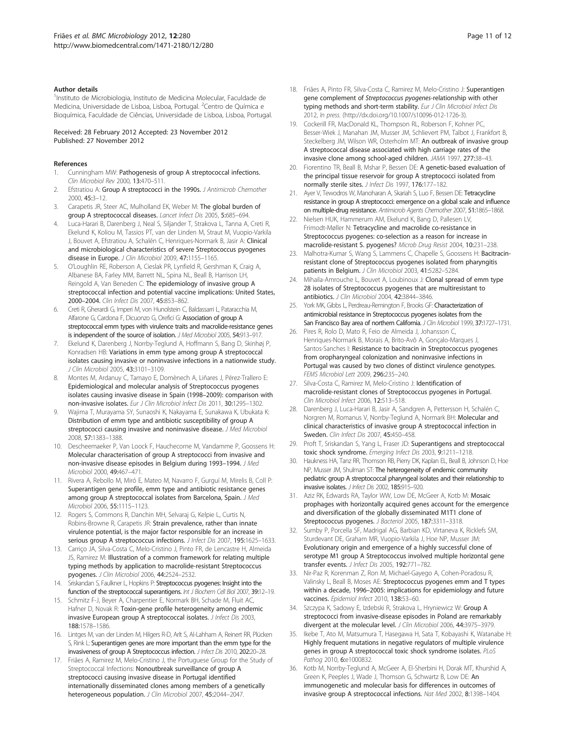### Author details

[1]Instituto de Microbiologia, Instituto de Medicina Molecular, Faculdade de Medicina, Universidade de Lisboa, Lisboa, Portugal. [2]Centro de Química e Bioquímica, Faculdade de Ciências, Universidade de Lisboa, Lisboa, Portugal.

Received: 28 February 2012 Accepted: 23 November 2012
Published: 27 November 2012

### References

1. Cunningham MW: **Pathogenesis of group A streptococcal infections.** *Clin Microbiol Rev* 2000, **13:**470–511.
2. Efstratiou A: **Group A streptococci in the 1990s.** *J Antimicrob Chemother* 2000, **45:**3–12.
3. Carapetis JR, Steer AC, Mulholland EK, Weber M: **The global burden of group A streptococcal diseases.** *Lancet Infect Dis* 2005, **5:**685–694.
4. Luca-Harari B, Darenberg J, Neal S, Siljander T, Strakova L, Tanna A, Creti R, Ekelund K, Koliou M, Tassios PT, van der Linden M, Straut M, Vuopio-Varkila J, Bouvet A, Efstratiou A, Schalén C, Henriques-Normark B, Jasir A: **Clinical and microbiological characteristics of severe Streptococcus pyogenes disease in Europe.** *J Clin Microbiol* 2009, **47:**1155–1165.
5. O'Loughlin RE, Roberson A, Cieslak PR, Lynfield R, Gershman K, Craig A, Albanese BA, Farley MM, Barrett NL, Spina NL, Beall B, Harrison LH, Reingold A, Van Beneden C: **The epidemiology of invasive group A streptococcal infection and potential vaccine implications: United States, 2000–2004.** *Clin Infect Dis* 2007, **45:**853–862.
6. Creti R, Gherardi G, Imperi M, von Hunolstein C, Baldassarri L, Pataracchia M, Alfarone G, Cardona F, Dicuonzo G, Orefici G: **Association of group A streptococcal emm types with virulence traits and macrolide-resistance genes is independent of the source of isolation.** *J Med Microbiol* 2005, **54:**913–917.
7. Ekelund K, Darenberg J, Norrby-Teglund A, Hoffmann S, Bang D, Skinhøj P, Konradsen HB: **Variations in emm type among group A streptococcal isolates causing invasive or noninvasive infections in a nationwide study.** *J Clin Microbiol* 2005, **43:**3101–3109.
8. Montes M, Ardanuy C, Tamayo E, Domènech A, Liñares J, Pérez-Trallero E: **Epidemiological and molecular analysis of Streptococcus pyogenes isolates causing invasive disease in Spain (1998–2009): comparison with non-invasive isolates.** *Eur J Clin Microbiol Infect Dis* 2011, **30:**1295–1302.
9. Wajima T, Murayama SY, Sunaoshi K, Nakayama E, Sunakawa K, Ubukata K: **Distribution of emm type and antibiotic susceptibility of group A streptococci causing invasive and noninvasive disease.** *J Med Microbiol* 2008, **57:**1383–1388.
10. Descheemaeker P, Van Loock F, Hauchecorne M, Vandamme P, Goossens H: **Molecular characterisation of group A streptococci from invasive and non-invasive disease episodes in Belgium during 1993–1994.** *J Med Microbiol* 2000, **49:**467–471.
11. Rivera A, Rebollo M, Miró E, Mateo M, Navarro F, Gurguí M, Mirelis B, Coll P: **Superantigen gene profile, emm type and antibiotic resistance genes among group A streptococcal isolates from Barcelona, Spain.** *J Med Microbiol* 2006, **55:**1115–1123.
12. Rogers S, Commons R, Danchin MH, Selvaraj G, Kelpie L, Curtis N, Robins-Browne R, Carapetis JR: **Strain prevalence, rather than innate virulence potential, is the major factor responsible for an increase in serious group A streptococcus infections.** *J Infect Dis* 2007, **195:**1625–1633.
13. Carriço JA, Silva-Costa C, Melo-Cristino J, Pinto FR, de Lencastre H, Almeida JS, Ramirez M: **Illustration of a common framework for relating multiple typing methods by application to macrolide-resistant Streptococcus pyogenes.** *J Clin Microbiol* 2006, **44:**2524–2532.
14. Sriskandan S, Faulkner L, Hopkins P: **Streptococcus pyogenes: Insight into the function of the streptococcal superantigens.** *Int J Biochem Cell Biol* 2007, **39:**12–19.
15. Schmitz F-J, Beyer A, Charpentier E, Normark BH, Schade M, Fluit AC, Hafner D, Novak R: **Toxin-gene profile heterogeneity among endemic invasive European group A streptococcal isolates.** *J Infect Dis* 2003, **188:**1578–1586.
16. Lintges M, van der Linden M, Hilgers R-D, Arlt S, Al-Lahham A, Reinert RR, Plücken S, Rink L: **Superantigen genes are more important than the emm type for the invasiveness of group A Streptococcus infection.** *J Infect Dis* 2010, **202:**20–28.
17. Friães A, Ramirez M, Melo-Cristino J, the Portuguese Group for the Study of Streptococcal Infections: **Nonoutbreak surveillance of group A streptococci causing invasive disease in Portugal identified internationally disseminated clones among members of a genetically heterogeneous population.** *J Clin Microbiol* 2007, **45:**2044–2047.
18. Friães A, Pinto FR, Silva-Costa C, Ramirez M, Melo-Cristino J: **Superantigen gene complement of *Streptococcus pyogenes*-relationship with other typing methods and short-term stability.** *Eur J Clin Microbiol Infect Dis* 2012, *In press.* (http://dx.doi.org/10.1007/s10096-012-1726-3).
19. Cockerill FR, MacDonald KL, Thompson RL, Roberson F, Kohner PC, Besser-Wiek J, Manahan JM, Musser JM, Schlievert PM, Talbot J, Frankfort B, Steckelberg JM, Wilson WR, Osterholm MT: **An outbreak of invasive group A streptococcal disease associated with high carriage rates of the invasive clone among school-aged children.** *JAMA* 1997, **277:**38–43.
20. Fiorentino TR, Beall B, Mshar P, Bessen DE: **A genetic-based evaluation of the principal tissue reservoir for group A streptococci isolated from normally sterile sites.** *J Infect Dis* 1997, **176:**177–182.
21. Ayer V, Tewodros W, Manoharan A, Skariah S, Luo F, Bessen DE: **Tetracycline resistance in group A streptococci: emergence on a global scale and influence on multiple-drug resistance.** *Antimicrob Agents Chemother* 2007, **51:**1865–1868.
22. Nielsen HUK, Hammerum AM, Ekelund K, Bang D, Pallesen LV, Frimodt-Møller N: **Tetracycline and macrolide co-resistance in Streptococcus pyogenes: co-selection as a reason for increase in macrolide-resistant S. pyogenes?** *Microb Drug Resist* 2004, **10:**231–238.
23. Malhotra-Kumar S, Wang S, Lammens C, Chapelle S, Goossens H: **Bacitracin-resistant clone of Streptococcus pyogenes isolated from pharyngitis patients in Belgium.** *J Clin Microbiol* 2003, **41:**5282–5284.
24. Mihaila-Amrouche L, Bouvet A, Loubinoux J: **Clonal spread of emm type 28 isolates of Streptococcus pyogenes that are multiresistant to antibiotics.** *J Clin Microbiol* 2004, **42:**3844–3846.
25. York MK, Gibbs L, Perdreau-Remington F, Brooks GF: **Characterization of antimicrobial resistance in Streptococcus pyogenes isolates from the San Francisco Bay area of northern California.** *J Clin Microbiol* 1999, **37:**1727–1731.
26. Pires R, Rolo D, Mato R, Feio de Almeida J, Johansson C, Henriques-Normark B, Morais A, Brito-Avô A, Gonçalo-Marques J, Santos-Sanches I: **Resistance to bacitracin in Streptococcus pyogenes from oropharyngeal colonization and noninvasive infections in Portugal was caused by two clones of distinct virulence genotypes.** *FEMS Microbiol Lett* 2009, **296:**235–240.
27. Silva-Costa C, Ramirez M, Melo-Cristino J: **Identification of macrolide-resistant clones of Streptococcus pyogenes in Portugal.** *Clin Microbiol Infect* 2006, **12:**513–518.
28. Darenberg J, Luca-Harari B, Jasir A, Sandgren A, Pettersson H, Schalén C, Norgren M, Romanus V, Norrby-Teglund A, Normark BH: **Molecular and clinical characteristics of invasive group A streptococcal infection in Sweden.** *Clin Infect Dis* 2007, **45:**450–458.
29. Proft T, Sriskandan S, Yang L, Fraser JD: **Superantigens and streptococcal toxic shock syndrome.** *Emerging Infect Dis* 2003, **9:**1211–1218.
30. Haukness HA, Tanz RR, Thomson RB, Pierry DK, Kaplan EL, Beall B, Johnson D, Hoe NP, Musser JM, Shulman ST: **The heterogeneity of endemic community pediatric group A streptococcal pharyngeal isolates and their relationship to invasive isolates.** *J Infect Dis* 2002, **185:**915–920.
31. Aziz RK, Edwards RA, Taylor WW, Low DE, McGeer A, Kotb M: **Mosaic prophages with horizontally acquired genes account for the emergence and diversification of the globally disseminated M1T1 clone of Streptococcus pyogenes.** *J Bacteriol* 2005, **187:**3311–3318.
32. Sumby P, Porcella SF, Madrigal AG, Barbian KD, Virtaneva K, Ricklefs SM, Sturdevant DE, Graham MR, Vuopio-Varkila J, Hoe NP, Musser JM: **Evolutionary origin and emergence of a highly successful clone of serotype M1 group A Streptococcus involved multiple horizontal gene transfer events.** *J Infect Dis* 2005, **192:**771–782.
33. Nir-Paz R, Korenman Z, Ron M, Michael-Gayego A, Cohen-Poradosu R, Valinsky L, Beall B, Moses AE: **Streptococcus pyogenes emm and T types within a decade, 1996–2005: implications for epidemiology and future vaccines.** *Epidemiol Infect* 2010, **138:**53–60.
34. Szczypa K, Sadowy E, Izdebski R, Strakova L, Hryniewicz W: **Group A streptococci from invasive-disease episodes in Poland are remarkably divergent at the molecular level.** *J Clin Microbiol* 2006, **44:**3975–3979.
35. Ikebe T, Ato M, Matsumura T, Hasegawa H, Sata T, Kobayashi K, Watanabe H: **Highly frequent mutations in negative regulators of multiple virulence genes in group A streptococcal toxic shock syndrome isolates.** *PLoS Pathog* 2010, **6:**e1000832.
36. Kotb M, Norrby-Teglund A, McGeer A, El-Sherbini H, Dorak MT, Khurshid A, Green K, Peeples J, Wade J, Thomson G, Schwartz B, Low DE: **An immunogenetic and molecular basis for differences in outcomes of invasive group A streptococcal infections.** *Nat Med* 2002, **8:**1398–1404.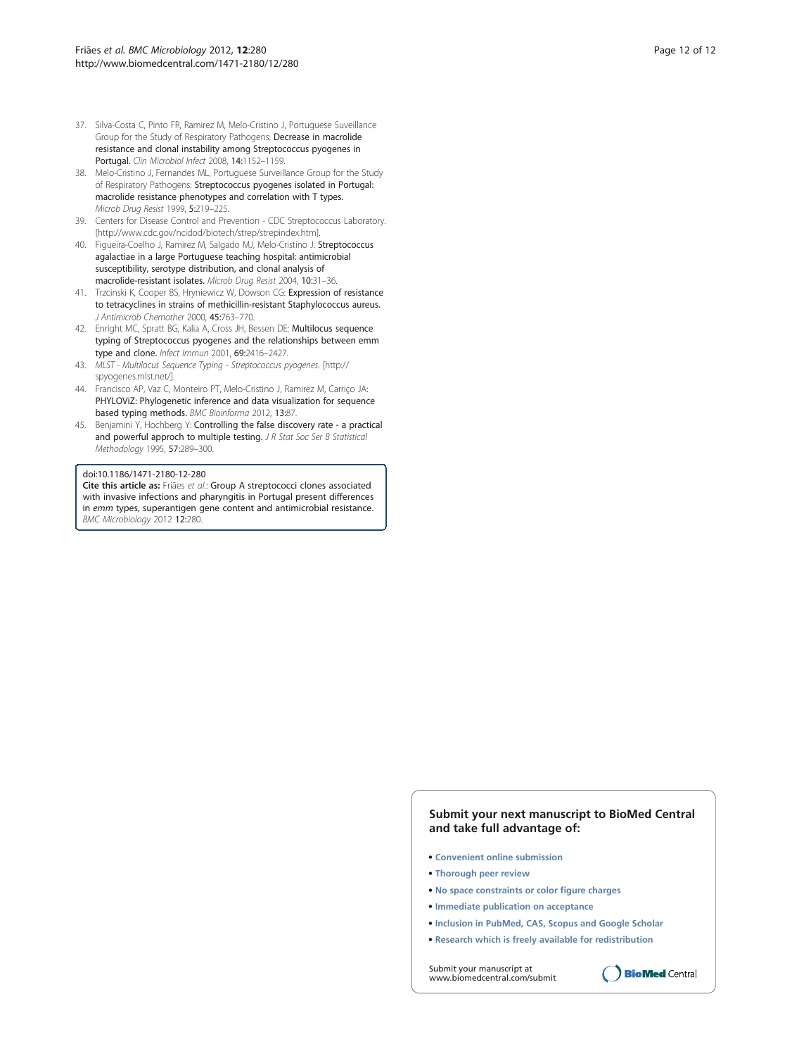37. Silva-Costa C, Pinto FR, Ramirez M, Melo-Cristino J, Portuguese Suveillance Group for the Study of Respiratory Pathogens: **Decrease in macrolide resistance and clonal instability among Streptococcus pyogenes in Portugal.** *Clin Microbiol Infect* 2008, **14:**1152–1159.
38. Melo-Cristino J, Fernandes ML, Portuguese Surveillance Group for the Study of Respiratory Pathogens: **Streptococcus pyogenes isolated in Portugal: macrolide resistance phenotypes and correlation with T types.** *Microb Drug Resist* 1999, **5:**219–225.
39. Centers for Disease Control and Prevention - CDC Streptococcus Laboratory. [http://www.cdc.gov/ncidod/biotech/strep/strepindex.htm].
40. Figueira-Coelho J, Ramirez M, Salgado MJ, Melo-Cristino J: **Streptococcus agalactiae in a large Portuguese teaching hospital: antimicrobial susceptibility, serotype distribution, and clonal analysis of macrolide-resistant isolates.** *Microb Drug Resist* 2004, **10:**31–36.
41. Trzcinski K, Cooper BS, Hryniewicz W, Dowson CG: **Expression of resistance to tetracyclines in strains of methicillin-resistant Staphylococcus aureus.** *J Antimicrob Chemother* 2000, **45:**763–770.
42. Enright MC, Spratt BG, Kalia A, Cross JH, Bessen DE: **Multilocus sequence typing of Streptococcus pyogenes and the relationships between emm type and clone.** *Infect Immun* 2001, **69:**2416–2427.
43. *MLST - Multilocus Sequence Typing - Streptococcus pyogenes.* [http://spyogenes.mlst.net/].
44. Francisco AP, Vaz C, Monteiro PT, Melo-Cristino J, Ramirez M, Carriço JA: **PHYLOViZ: Phylogenetic inference and data visualization for sequence based typing methods.** *BMC Bioinforma* 2012, **13:**87.
45. Benjamini Y, Hochberg Y: **Controlling the false discovery rate - a practical and powerful approch to multiple testing.** *J R Stat Soc Ser B Statistical Methodology* 1995, **57:**289–300.

doi:10.1186/1471-2180-12-280
**Cite this article as:** Friães *et al.*: Group A streptococci clones associated with invasive infections and pharyngitis in Portugal present differences in *emm* types, superantigen gene content and antimicrobial resistance. *BMC Microbiology* 2012 **12:**280.

**Submit your next manuscript to BioMed Central and take full advantage of:**

- **Convenient online submission**
- **Thorough peer review**
- **No space constraints or color figure charges**
- **Immediate publication on acceptance**
- **Inclusion in PubMed, CAS, Scopus and Google Scholar**
- **Research which is freely available for redistribution**

Submit your manuscript at
www.biomedcentral.com/submit

BioMed Central